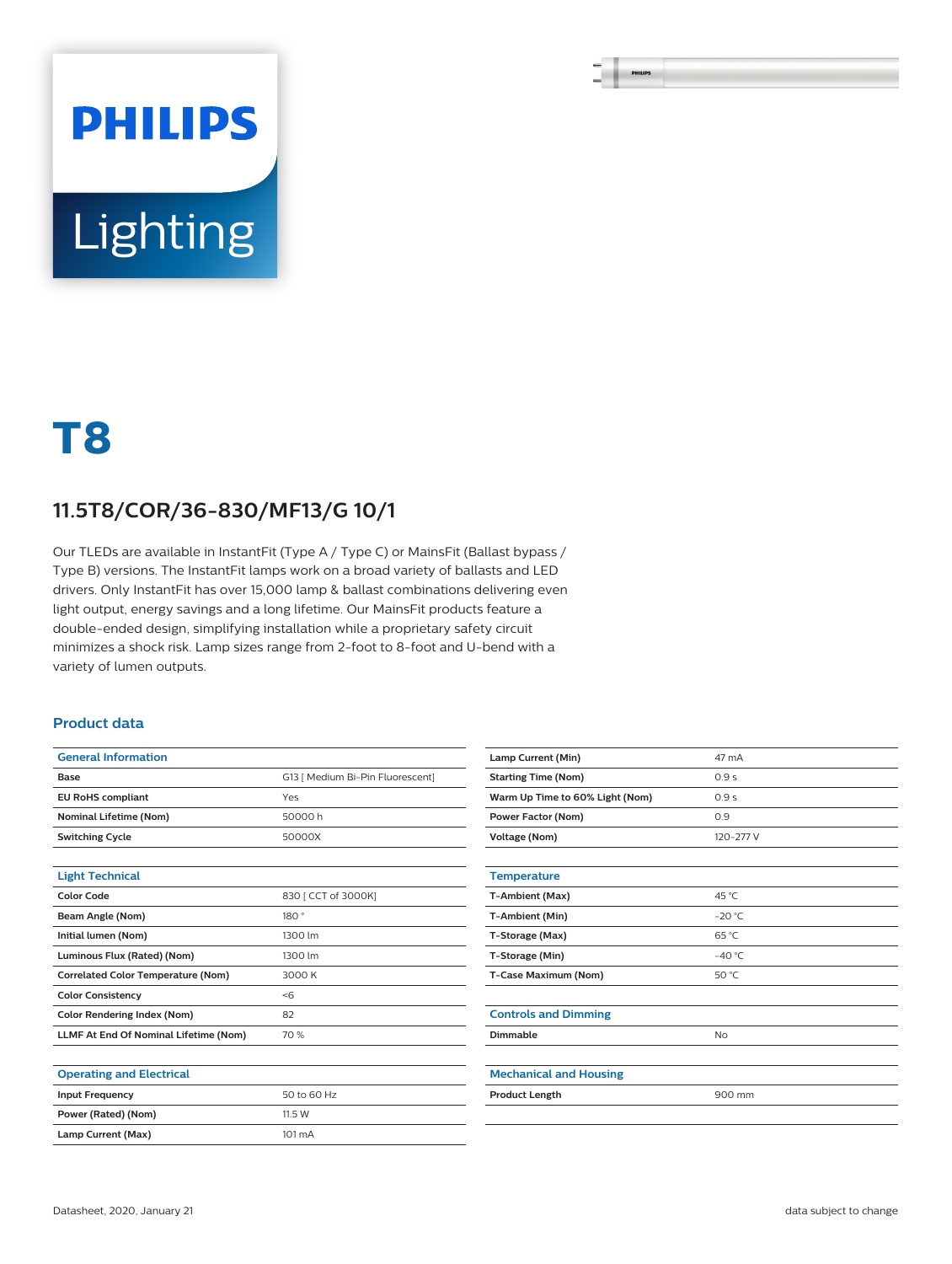PHILIPS

Lighting

# T8

## 11.5T8/COR/36-830/MF13/G 10/1

Our TLEDs are available in InstantFit (Type A / Type C) or MainsFit (Ballast bypass / Type B) versions. The InstantFit lamps work on a broad variety of ballasts and LED drivers. Only InstantFit has over 15,000 lamp & ballast combinations delivering even light output, energy savings and a long lifetime. Our MainsFit products feature a double-ended design, simplifying installation while a proprietary safety circuit minimizes a shock risk. Lamp sizes range from 2-foot to 8-foot and U-bend with a variety of lumen outputs.

### Product data

| General Information | |
|---|---|
| **Base** | G13 [ Medium Bi-Pin Fluorescent] |
| **EU RoHS compliant** | Yes |
| **Nominal Lifetime (Nom)** | 50000 h |
| **Switching Cycle** | 50000X |

| Light Technical | |
|---|---|
| **Color Code** | 830 [ CCT of 3000K] |
| **Beam Angle (Nom)** | 180 ° |
| **Initial lumen (Nom)** | 1300 lm |
| **Luminous Flux (Rated) (Nom)** | 1300 lm |
| **Correlated Color Temperature (Nom)** | 3000 K |
| **Color Consistency** | <6 |
| **Color Rendering Index (Nom)** | 82 |
| **LLMF At End Of Nominal Lifetime (Nom)** | 70 % |

| Operating and Electrical | |
|---|---|
| **Input Frequency** | 50 to 60 Hz |
| **Power (Rated) (Nom)** | 11.5 W |
| **Lamp Current (Max)** | 101 mA |
| **Lamp Current (Min)** | 47 mA |
| **Starting Time (Nom)** | 0.9 s |
| **Warm Up Time to 60% Light (Nom)** | 0.9 s |
| **Power Factor (Nom)** | 0.9 |
| **Voltage (Nom)** | 120-277 V |

| Temperature | |
|---|---|
| **T-Ambient (Max)** | 45 °C |
| **T-Ambient (Min)** | -20 °C |
| **T-Storage (Max)** | 65 °C |
| **T-Storage (Min)** | -40 °C |
| **T-Case Maximum (Nom)** | 50 °C |

| Controls and Dimming | |
|---|---|
| **Dimmable** | No |

| Mechanical and Housing | |
|---|---|
| **Product Length** | 900 mm |

Datasheet, 2020, January 21 data subject to change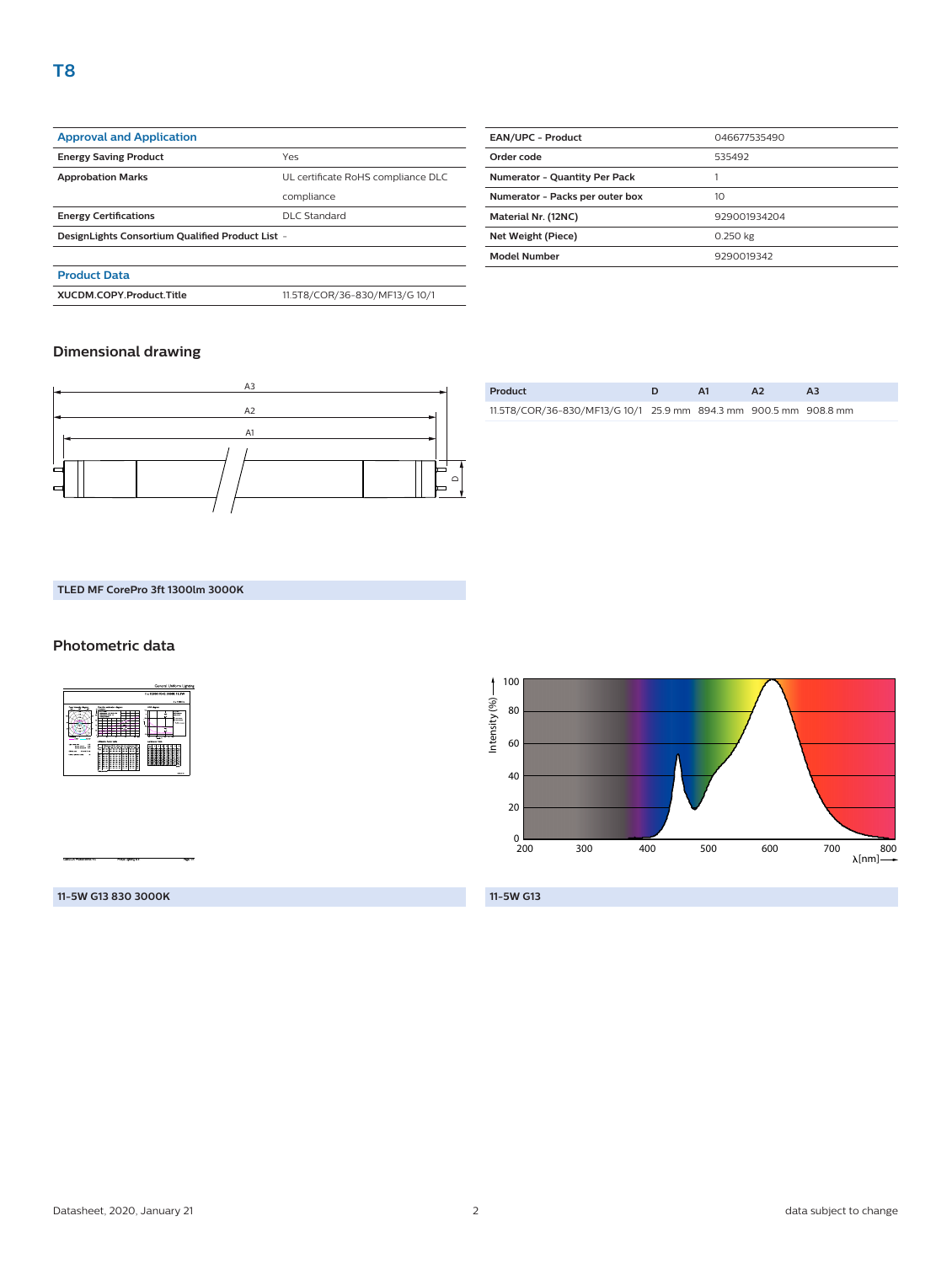# T8

| Approval and Application | |
|---|---|
| **Energy Saving Product** | Yes |
| **Approbation Marks** | UL certificate RoHS compliance DLC compliance |
| **Energy Certifications** | DLC Standard |
| **DesignLights Consortium Qualified Product List** | - |

| Product Data | |
|---|---|
| **XUCDM.COPY.Product.Title** | 11.5T8/COR/36-830/MF13/G 10/1 |

| | |
|---|---|
| **EAN/UPC - Product** | 046677535490 |
| **Order code** | 535492 |
| **Numerator - Quantity Per Pack** | 1 |
| **Numerator - Packs per outer box** | 10 |
| **Material Nr. (12NC)** | 929001934204 |
| **Net Weight (Piece)** | 0.250 kg |
| **Model Number** | 9290019342 |

## Dimensional drawing

| Product | D | A1 | A2 | A3 |
|---|---|---|---|---|
| 11.5T8/COR/36-830/MF13/G 10/1 | 25.9 mm | 894.3 mm | 900.5 mm | 908.8 mm |

**TLED MF CorePro 3ft 1300lm 3000K**

## Photometric data

**11-5W G13 830 3000K**

**11-5W G13**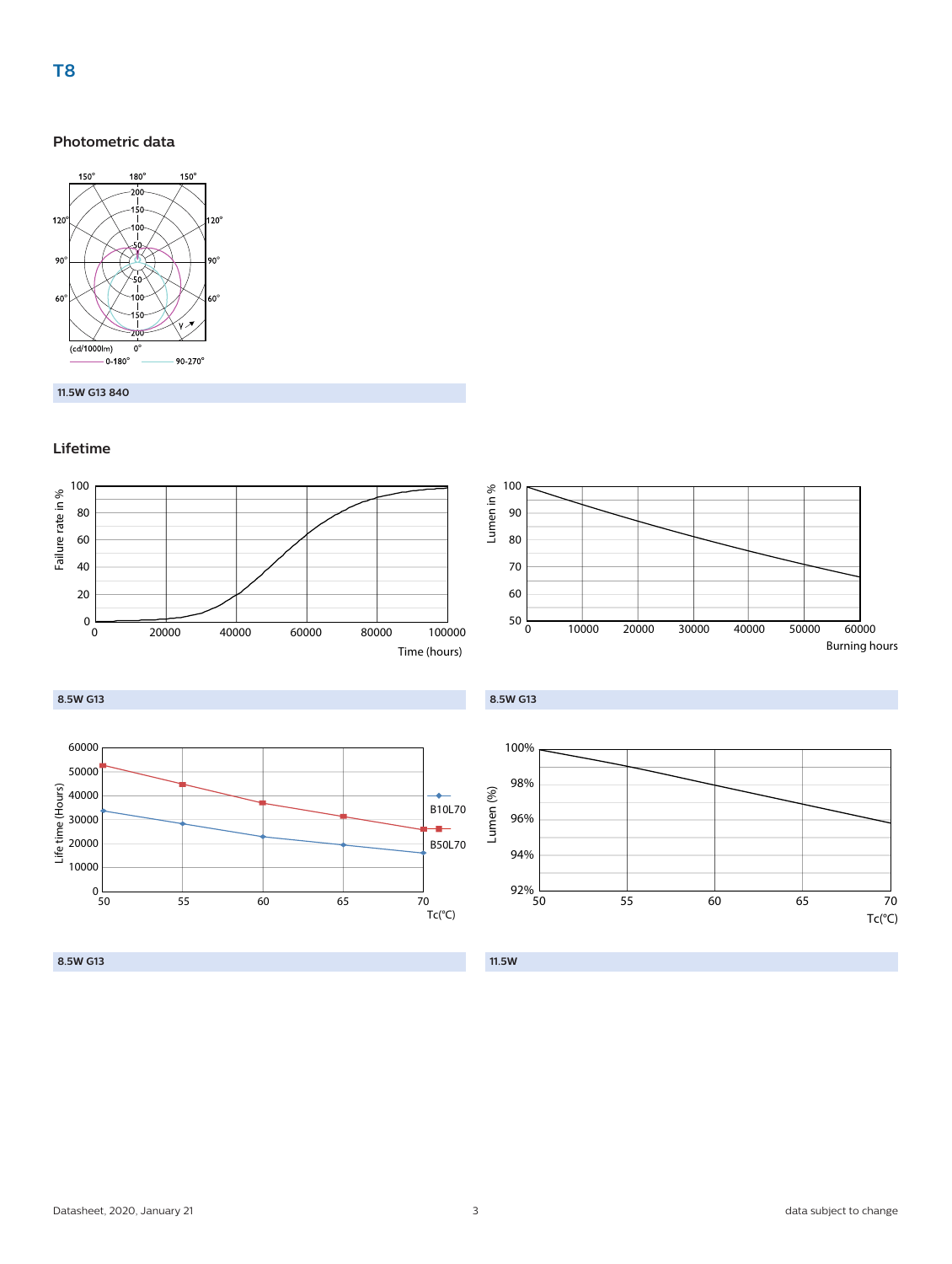# T8

## Photometric data

11.5W G13 840

## Lifetime

8.5W G13

8.5W G13

8.5W G13

11.5W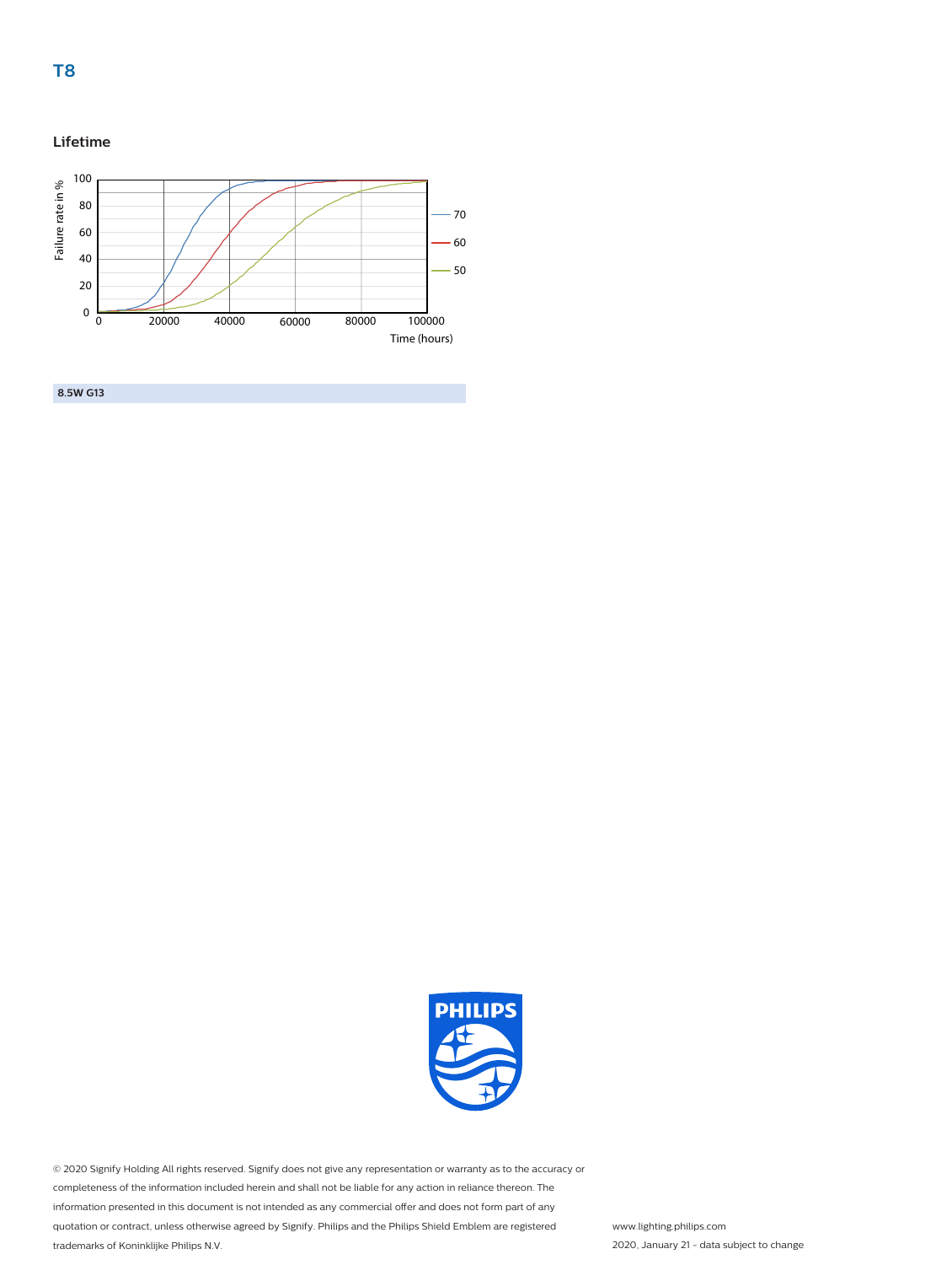# T8

## Lifetime

Failure rate in %

100
80
60
40
20
0

0 20000 40000 60000 80000 100000

Time (hours)

70
60
50

**8.5W G13**

© 2020 Signify Holding All rights reserved. Signify does not give any representation or warranty as to the accuracy or completeness of the information included herein and shall not be liable for any action in reliance thereon. The information presented in this document is not intended as any commercial offer and does not form part of any quotation or contract, unless otherwise agreed by Signify. Philips and the Philips Shield Emblem are registered trademarks of Koninklijke Philips N.V.

www.lighting.philips.com

2020, January 21 - data subject to change